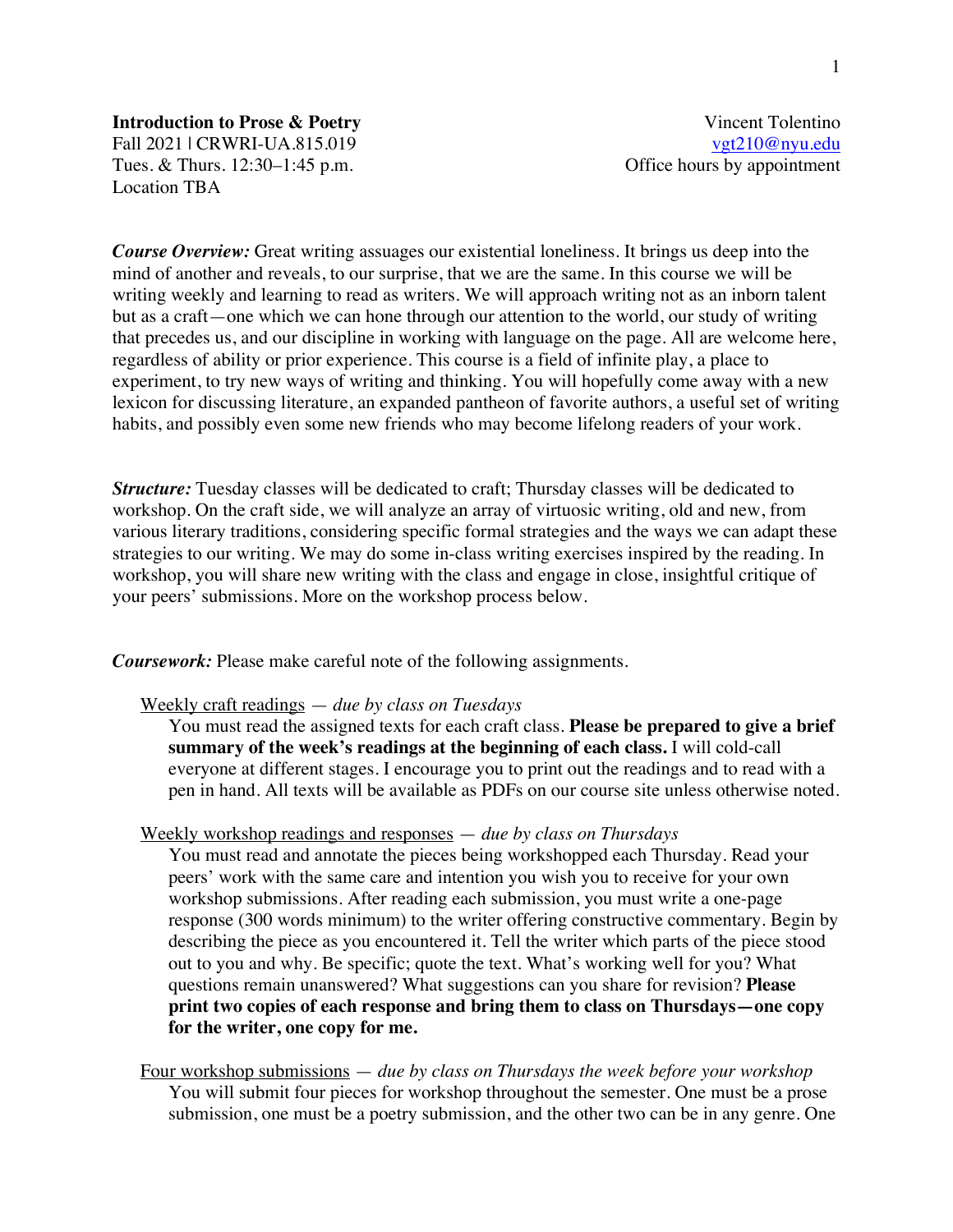**Introduction to Prose & Poetry**
Fall 2021 | CRWRI-UA.815.019
Tues. & Thurs. 12:30–1:45 p.m.
Location TBA

Vincent Tolentino
vgt210@nyu.edu
Office hours by appointment

***Course Overview:*** Great writing assuages our existential loneliness. It brings us deep into the mind of another and reveals, to our surprise, that we are the same. In this course we will be writing weekly and learning to read as writers. We will approach writing not as an inborn talent but as a craft—one which we can hone through our attention to the world, our study of writing that precedes us, and our discipline in working with language on the page. All are welcome here, regardless of ability or prior experience. This course is a field of infinite play, a place to experiment, to try new ways of writing and thinking. You will hopefully come away with a new lexicon for discussing literature, an expanded pantheon of favorite authors, a useful set of writing habits, and possibly even some new friends who may become lifelong readers of your work.

***Structure:*** Tuesday classes will be dedicated to craft; Thursday classes will be dedicated to workshop. On the craft side, we will analyze an array of virtuosic writing, old and new, from various literary traditions, considering specific formal strategies and the ways we can adapt these strategies to our writing. We may do some in-class writing exercises inspired by the reading. In workshop, you will share new writing with the class and engage in close, insightful critique of your peers' submissions. More on the workshop process below.

***Coursework:*** Please make careful note of the following assignments.

<u>Weekly craft readings</u> — *due by class on Tuesdays*

You must read the assigned texts for each craft class. **Please be prepared to give a brief summary of the week's readings at the beginning of each class.** I will cold-call everyone at different stages. I encourage you to print out the readings and to read with a pen in hand. All texts will be available as PDFs on our course site unless otherwise noted.

<u>Weekly workshop readings and responses</u> — *due by class on Thursdays*

You must read and annotate the pieces being workshopped each Thursday. Read your peers' work with the same care and intention you wish you to receive for your own workshop submissions. After reading each submission, you must write a one-page response (300 words minimum) to the writer offering constructive commentary. Begin by describing the piece as you encountered it. Tell the writer which parts of the piece stood out to you and why. Be specific; quote the text. What's working well for you? What questions remain unanswered? What suggestions can you share for revision? **Please print two copies of each response and bring them to class on Thursdays—one copy for the writer, one copy for me.**

<u>Four workshop submissions</u> — *due by class on Thursdays the week before your workshop*

You will submit four pieces for workshop throughout the semester. One must be a prose submission, one must be a poetry submission, and the other two can be in any genre. One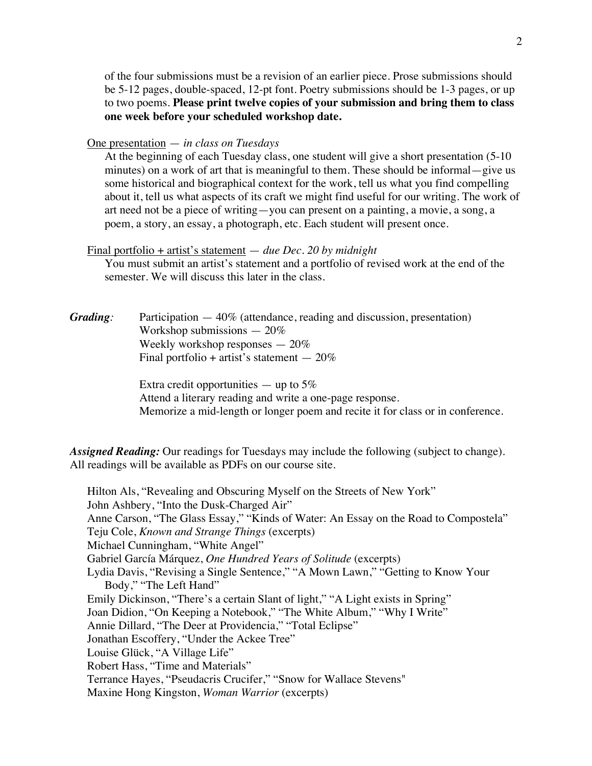of the four submissions must be a revision of an earlier piece. Prose submissions should be 5-12 pages, double-spaced, 12-pt font. Poetry submissions should be 1-3 pages, or up to two poems. **Please print twelve copies of your submission and bring them to class one week before your scheduled workshop date.**

One presentation — *in class on Tuesdays*

At the beginning of each Tuesday class, one student will give a short presentation (5-10 minutes) on a work of art that is meaningful to them. These should be informal—give us some historical and biographical context for the work, tell us what you find compelling about it, tell us what aspects of its craft we might find useful for our writing. The work of art need not be a piece of writing—you can present on a painting, a movie, a song, a poem, a story, an essay, a photograph, etc. Each student will present once.

Final portfolio + artist's statement — *due Dec. 20 by midnight*

You must submit an artist's statement and a portfolio of revised work at the end of the semester. We will discuss this later in the class.

***Grading:***

Participation — 40% (attendance, reading and discussion, presentation)
Workshop submissions — 20%
Weekly workshop responses — 20%
Final portfolio + artist's statement — 20%

Extra credit opportunities — up to 5%
Attend a literary reading and write a one-page response.
Memorize a mid-length or longer poem and recite it for class or in conference.

***Assigned Reading:*** Our readings for Tuesdays may include the following (subject to change). All readings will be available as PDFs on our course site.

Hilton Als, "Revealing and Obscuring Myself on the Streets of New York"
John Ashbery, "Into the Dusk-Charged Air"
Anne Carson, "The Glass Essay," "Kinds of Water: An Essay on the Road to Compostela"
Teju Cole, *Known and Strange Things* (excerpts)
Michael Cunningham, "White Angel"
Gabriel García Márquez, *One Hundred Years of Solitude* (excerpts)
Lydia Davis, "Revising a Single Sentence," "A Mown Lawn," "Getting to Know Your Body," "The Left Hand"
Emily Dickinson, "There's a certain Slant of light," "A Light exists in Spring"
Joan Didion, "On Keeping a Notebook," "The White Album," "Why I Write"
Annie Dillard, "The Deer at Providencia," "Total Eclipse"
Jonathan Escoffery, "Under the Ackee Tree"
Louise Glück, "A Village Life"
Robert Hass, "Time and Materials"
Terrance Hayes, "Pseudacris Crucifer," "Snow for Wallace Stevens"
Maxine Hong Kingston, *Woman Warrior* (excerpts)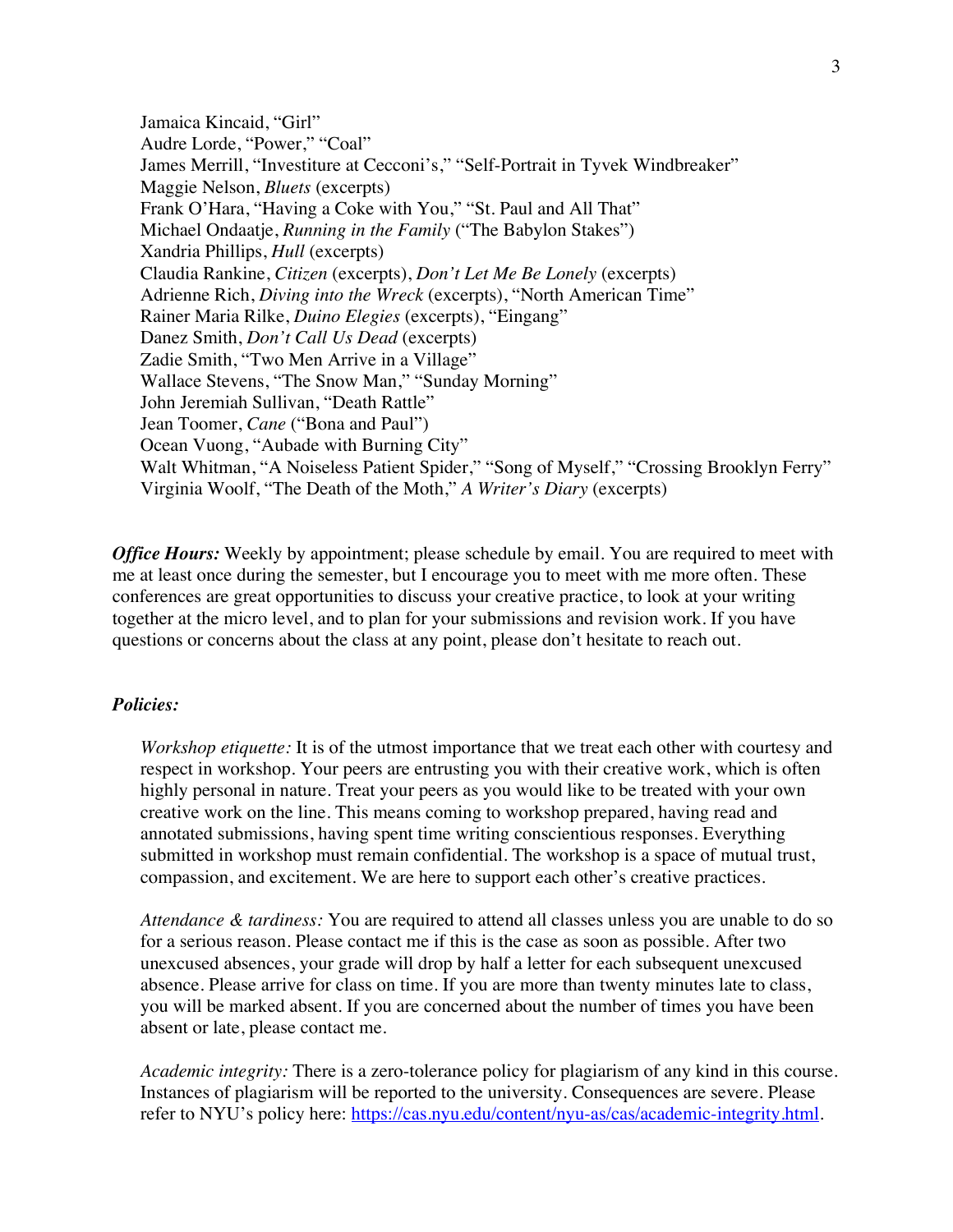Jamaica Kincaid, "Girl"
Audre Lorde, "Power," "Coal"
James Merrill, "Investiture at Cecconi's," "Self-Portrait in Tyvek Windbreaker"
Maggie Nelson, *Bluets* (excerpts)
Frank O'Hara, "Having a Coke with You," "St. Paul and All That"
Michael Ondaatje, *Running in the Family* ("The Babylon Stakes")
Xandria Phillips, *Hull* (excerpts)
Claudia Rankine, *Citizen* (excerpts), *Don't Let Me Be Lonely* (excerpts)
Adrienne Rich, *Diving into the Wreck* (excerpts), "North American Time"
Rainer Maria Rilke, *Duino Elegies* (excerpts), "Eingang"
Danez Smith, *Don't Call Us Dead* (excerpts)
Zadie Smith, "Two Men Arrive in a Village"
Wallace Stevens, "The Snow Man," "Sunday Morning"
John Jeremiah Sullivan, "Death Rattle"
Jean Toomer, *Cane* ("Bona and Paul")
Ocean Vuong, "Aubade with Burning City"
Walt Whitman, "A Noiseless Patient Spider," "Song of Myself," "Crossing Brooklyn Ferry"
Virginia Woolf, "The Death of the Moth," *A Writer's Diary* (excerpts)

***Office Hours:*** Weekly by appointment; please schedule by email. You are required to meet with me at least once during the semester, but I encourage you to meet with me more often. These conferences are great opportunities to discuss your creative practice, to look at your writing together at the micro level, and to plan for your submissions and revision work. If you have questions or concerns about the class at any point, please don't hesitate to reach out.

***Policies:***

*Workshop etiquette:* It is of the utmost importance that we treat each other with courtesy and respect in workshop. Your peers are entrusting you with their creative work, which is often highly personal in nature. Treat your peers as you would like to be treated with your own creative work on the line. This means coming to workshop prepared, having read and annotated submissions, having spent time writing conscientious responses. Everything submitted in workshop must remain confidential. The workshop is a space of mutual trust, compassion, and excitement. We are here to support each other's creative practices.

*Attendance & tardiness:* You are required to attend all classes unless you are unable to do so for a serious reason. Please contact me if this is the case as soon as possible. After two unexcused absences, your grade will drop by half a letter for each subsequent unexcused absence. Please arrive for class on time. If you are more than twenty minutes late to class, you will be marked absent. If you are concerned about the number of times you have been absent or late, please contact me.

*Academic integrity:* There is a zero-tolerance policy for plagiarism of any kind in this course. Instances of plagiarism will be reported to the university. Consequences are severe. Please refer to NYU's policy here: https://cas.nyu.edu/content/nyu-as/cas/academic-integrity.html.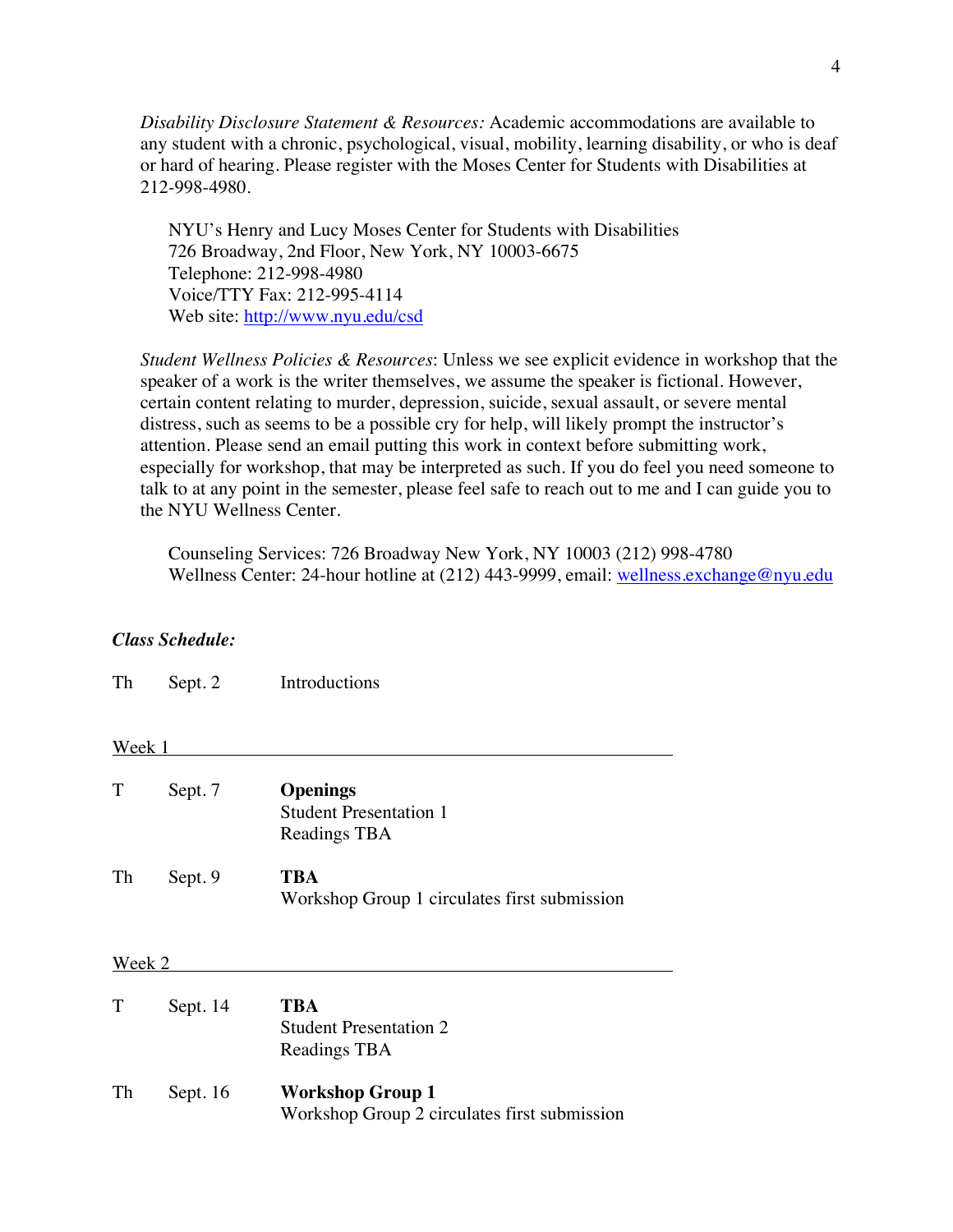*Disability Disclosure Statement & Resources:* Academic accommodations are available to any student with a chronic, psychological, visual, mobility, learning disability, or who is deaf or hard of hearing. Please register with the Moses Center for Students with Disabilities at 212-998-4980.

NYU's Henry and Lucy Moses Center for Students with Disabilities
726 Broadway, 2nd Floor, New York, NY 10003-6675
Telephone: 212-998-4980
Voice/TTY Fax: 212-995-4114
Web site: [http://www.nyu.edu/csd](http://www.nyu.edu/csd)

*Student Wellness Policies & Resources*: Unless we see explicit evidence in workshop that the speaker of a work is the writer themselves, we assume the speaker is fictional. However, certain content relating to murder, depression, suicide, sexual assault, or severe mental distress, such as seems to be a possible cry for help, will likely prompt the instructor's attention. Please send an email putting this work in context before submitting work, especially for workshop, that may be interpreted as such. If you do feel you need someone to talk to at any point in the semester, please feel safe to reach out to me and I can guide you to the NYU Wellness Center.

Counseling Services: 726 Broadway New York, NY 10003 (212) 998-4780
Wellness Center: 24-hour hotline at (212) 443-9999, email: [wellness.exchange@nyu.edu](mailto:wellness.exchange@nyu.edu)

***Class Schedule:***

Th Sept. 2 Introductions

Week 1

T Sept. 7 **Openings**
Student Presentation 1
Readings TBA

Th Sept. 9 **TBA**
Workshop Group 1 circulates first submission

Week 2

T Sept. 14 **TBA**
Student Presentation 2
Readings TBA

Th Sept. 16 **Workshop Group 1**
Workshop Group 2 circulates first submission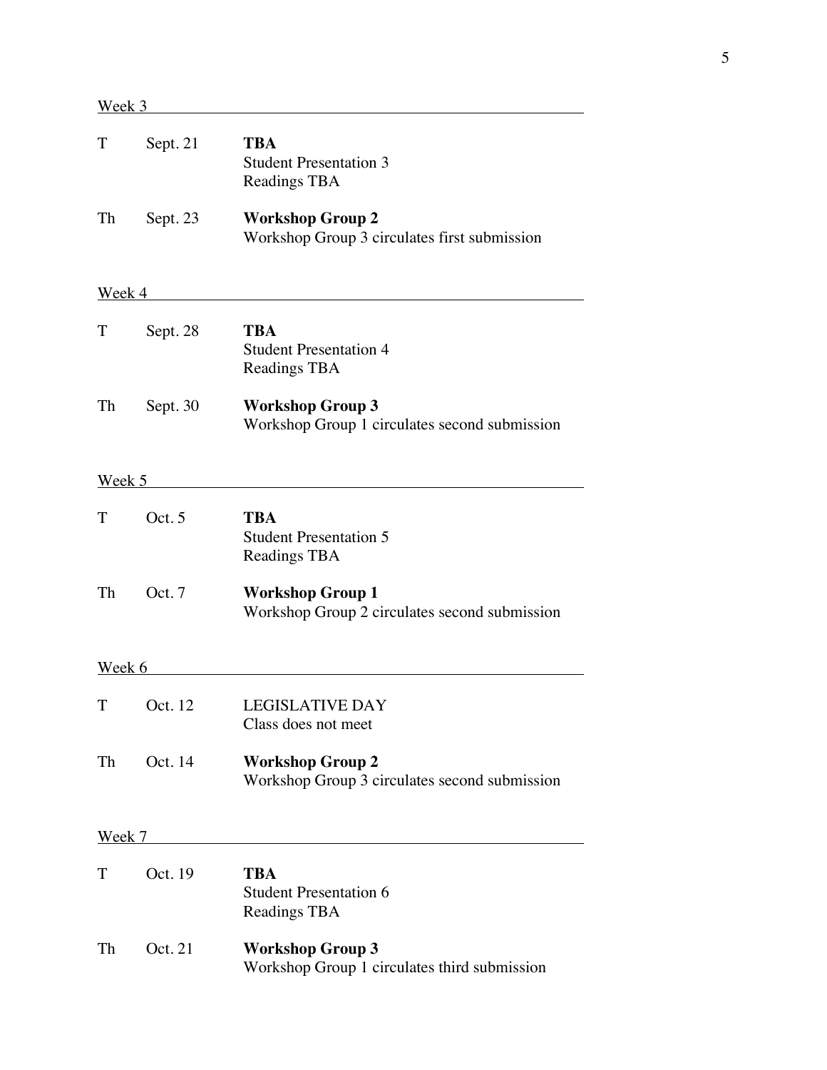Week 3

| | | |
|---|---|---|
| T | Sept. 21 | **TBA**<br>Student Presentation 3<br>Readings TBA |
| Th | Sept. 23 | **Workshop Group 2**<br>Workshop Group 3 circulates first submission |

Week 4

| | | |
|---|---|---|
| T | Sept. 28 | **TBA**<br>Student Presentation 4<br>Readings TBA |
| Th | Sept. 30 | **Workshop Group 3**<br>Workshop Group 1 circulates second submission |

Week 5

| | | |
|---|---|---|
| T | Oct. 5 | **TBA**<br>Student Presentation 5<br>Readings TBA |
| Th | Oct. 7 | **Workshop Group 1**<br>Workshop Group 2 circulates second submission |

Week 6

| | | |
|---|---|---|
| T | Oct. 12 | LEGISLATIVE DAY<br>Class does not meet |
| Th | Oct. 14 | **Workshop Group 2**<br>Workshop Group 3 circulates second submission |

Week 7

| | | |
|---|---|---|
| T | Oct. 19 | **TBA**<br>Student Presentation 6<br>Readings TBA |
| Th | Oct. 21 | **Workshop Group 3**<br>Workshop Group 1 circulates third submission |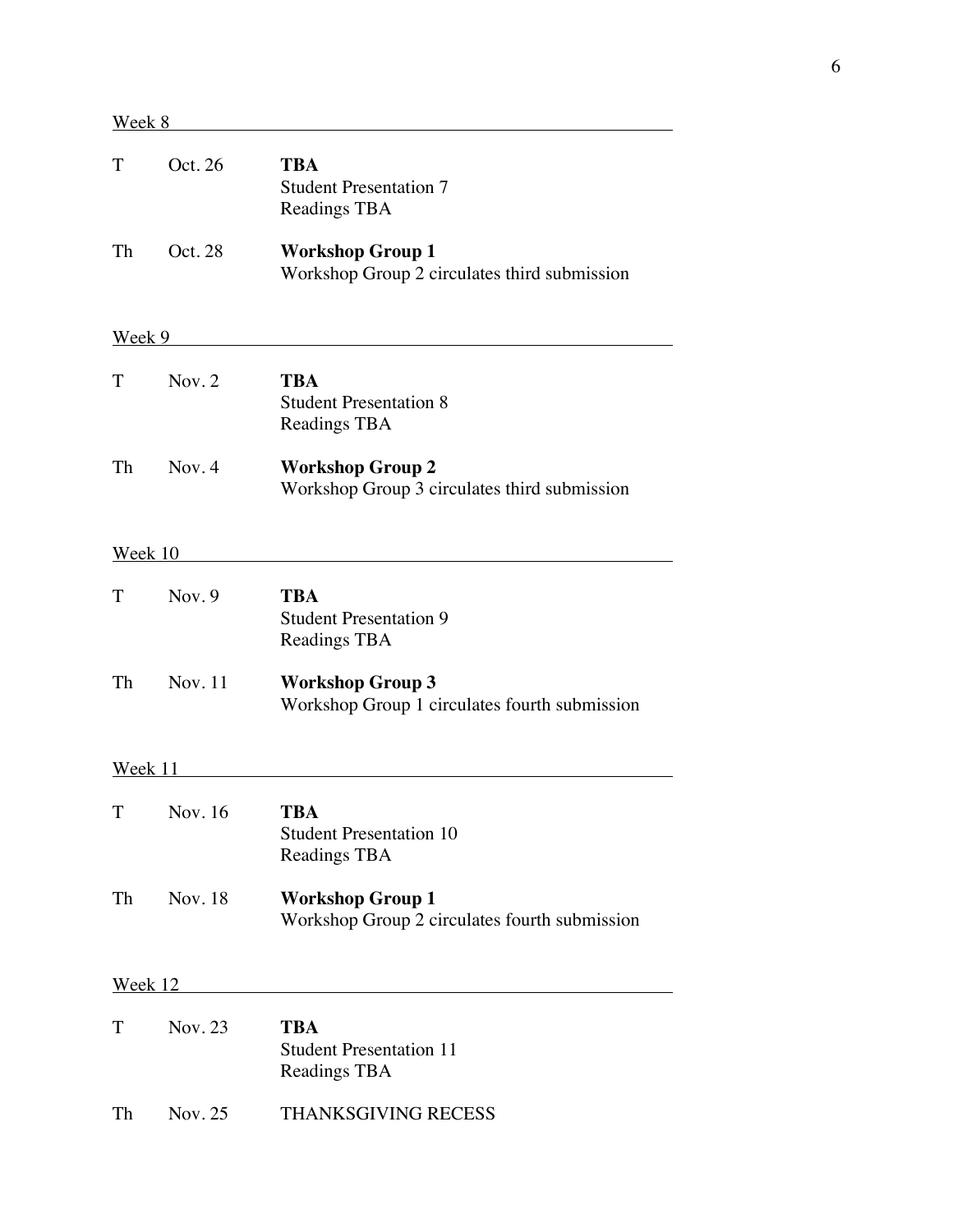Week 8

| | | |
|---|---|---|
| T | Oct. 26 | **TBA**<br>Student Presentation 7<br>Readings TBA |
| Th | Oct. 28 | **Workshop Group 1**<br>Workshop Group 2 circulates third submission |

Week 9

| | | |
|---|---|---|
| T | Nov. 2 | **TBA**<br>Student Presentation 8<br>Readings TBA |
| Th | Nov. 4 | **Workshop Group 2**<br>Workshop Group 3 circulates third submission |

Week 10

| | | |
|---|---|---|
| T | Nov. 9 | **TBA**<br>Student Presentation 9<br>Readings TBA |
| Th | Nov. 11 | **Workshop Group 3**<br>Workshop Group 1 circulates fourth submission |

Week 11

| | | |
|---|---|---|
| T | Nov. 16 | **TBA**<br>Student Presentation 10<br>Readings TBA |
| Th | Nov. 18 | **Workshop Group 1**<br>Workshop Group 2 circulates fourth submission |

Week 12

| | | |
|---|---|---|
| T | Nov. 23 | **TBA**<br>Student Presentation 11<br>Readings TBA |
| Th | Nov. 25 | THANKSGIVING RECESS |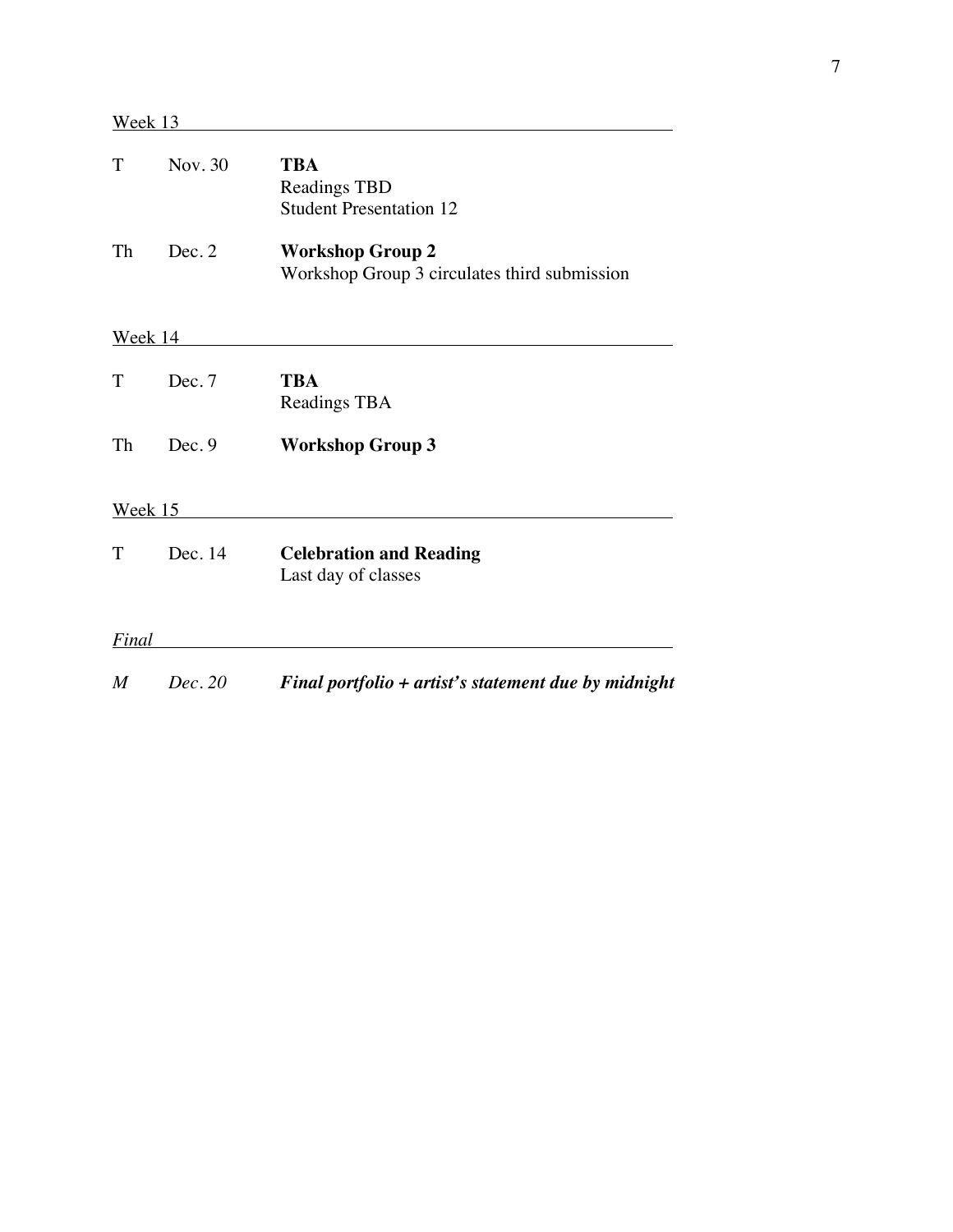<u>Week 13</u>

| | | |
|---|---|---|
| T | Nov. 30 | **TBA**<br>Readings TBD<br>Student Presentation 12 |
| Th | Dec. 2 | **Workshop Group 2**<br>Workshop Group 3 circulates third submission |

<u>Week 14</u>

| | | |
|---|---|---|
| T | Dec. 7 | **TBA**<br>Readings TBA |
| Th | Dec. 9 | **Workshop Group 3** |

<u>Week 15</u>

| | | |
|---|---|---|
| T | Dec. 14 | **Celebration and Reading**<br>Last day of classes |

<u>*Final*</u>

| | | |
|---|---|---|
| *M* | *Dec. 20* | ***Final portfolio + artist's statement due by midnight*** |